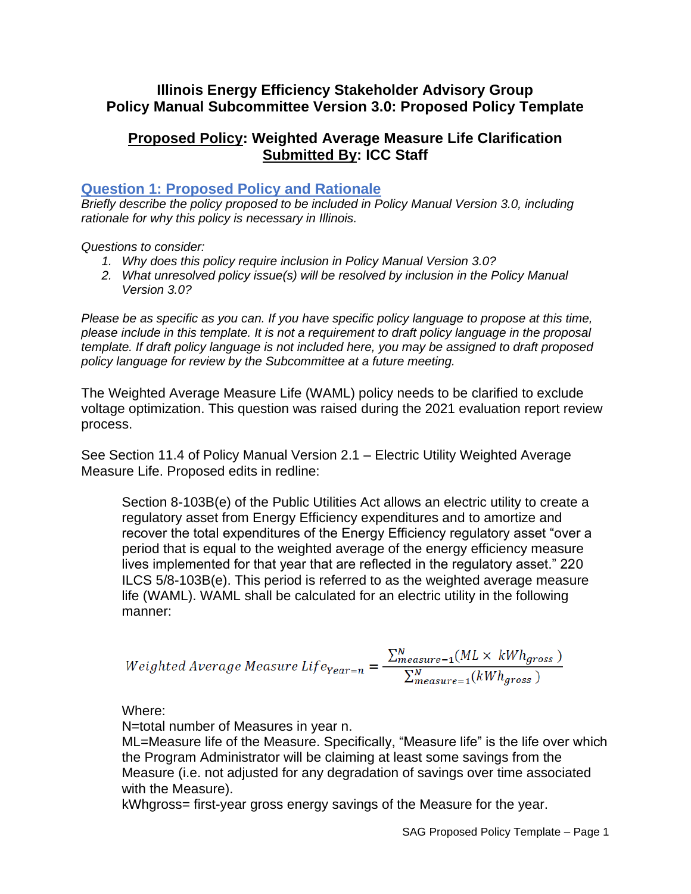**Illinois Energy Efficiency Stakeholder Advisory Group**
**Policy Manual Subcommittee Version 3.0: Proposed Policy Template**

## Proposed Policy: Weighted Average Measure Life Clarification
## Submitted By: ICC Staff

### Question 1: Proposed Policy and Rationale

*Briefly describe the policy proposed to be included in Policy Manual Version 3.0, including rationale for why this policy is necessary in Illinois.*

*Questions to consider:*

1. *Why does this policy require inclusion in Policy Manual Version 3.0?*
2. *What unresolved policy issue(s) will be resolved by inclusion in the Policy Manual Version 3.0?*

*Please be as specific as you can. If you have specific policy language to propose at this time, please include in this template. It is not a requirement to draft policy language in the proposal template. If draft policy language is not included here, you may be assigned to draft proposed policy language for review by the Subcommittee at a future meeting.*

The Weighted Average Measure Life (WAML) policy needs to be clarified to exclude voltage optimization. This question was raised during the 2021 evaluation report review process.

See Section 11.4 of Policy Manual Version 2.1 – Electric Utility Weighted Average Measure Life. Proposed edits in redline:

> Section 8-103B(e) of the Public Utilities Act allows an electric utility to create a regulatory asset from Energy Efficiency expenditures and to amortize and recover the total expenditures of the Energy Efficiency regulatory asset “over a period that is equal to the weighted average of the energy efficiency measure lives implemented for that year that are reflected in the regulatory asset.” 220 ILCS 5/8-103B(e). This period is referred to as the weighted average measure life (WAML). WAML shall be calculated for an electric utility in the following manner:
>
> $$Weighted\ Average\ Measure\ Life_{Year=n} = \frac{\sum_{measure=1}^{N}(ML \times kWh_{gross})}{\sum_{measure=1}^{N}(kWh_{gross})}$$
>
> Where:
> N=total number of Measures in year n.
> ML=Measure life of the Measure. Specifically, “Measure life” is the life over which the Program Administrator will be claiming at least some savings from the Measure (i.e. not adjusted for any degradation of savings over time associated with the Measure).
> kWhgross= first-year gross energy savings of the Measure for the year.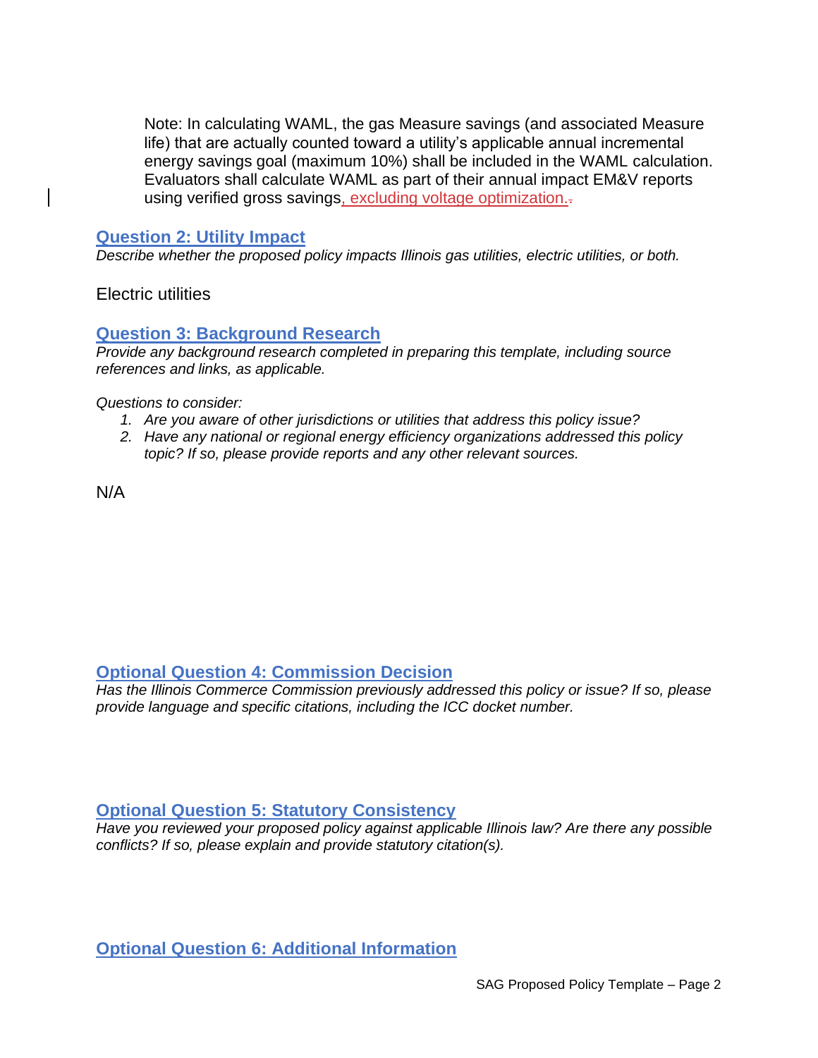Note: In calculating WAML, the gas Measure savings (and associated Measure life) that are actually counted toward a utility's applicable annual incremental energy savings goal (maximum 10%) shall be included in the WAML calculation. Evaluators shall calculate WAML as part of their annual impact EM&V reports using verified gross savings, excluding voltage optimization.

## Question 2: Utility Impact

*Describe whether the proposed policy impacts Illinois gas utilities, electric utilities, or both.*

Electric utilities

## Question 3: Background Research

*Provide any background research completed in preparing this template, including source references and links, as applicable.*

*Questions to consider:*

1. *Are you aware of other jurisdictions or utilities that address this policy issue?*
2. *Have any national or regional energy efficiency organizations addressed this policy topic? If so, please provide reports and any other relevant sources.*

N/A

## Optional Question 4: Commission Decision

*Has the Illinois Commerce Commission previously addressed this policy or issue? If so, please provide language and specific citations, including the ICC docket number.*

## Optional Question 5: Statutory Consistency

*Have you reviewed your proposed policy against applicable Illinois law? Are there any possible conflicts? If so, please explain and provide statutory citation(s).*

## Optional Question 6: Additional Information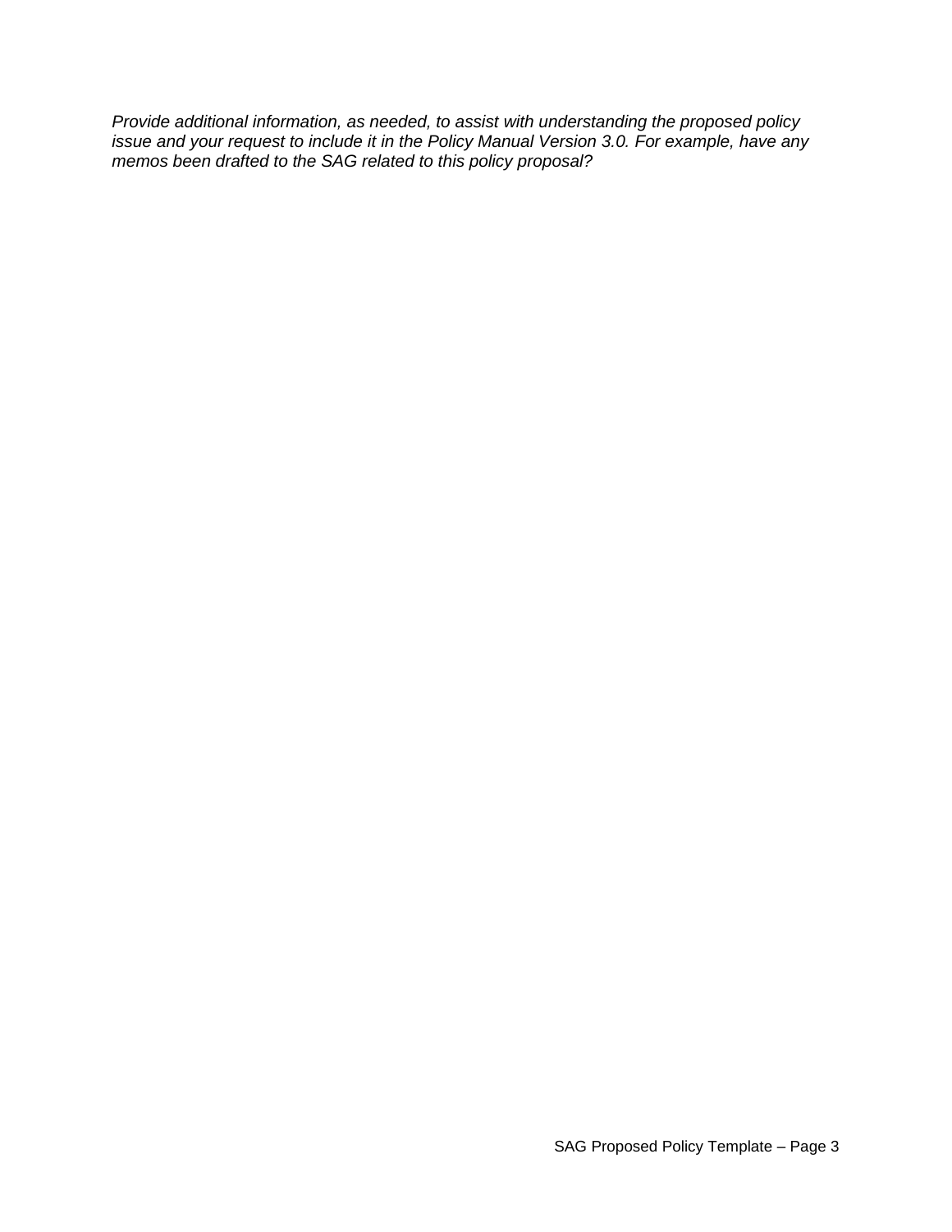*Provide additional information, as needed, to assist with understanding the proposed policy issue and your request to include it in the Policy Manual Version 3.0. For example, have any memos been drafted to the SAG related to this policy proposal?*